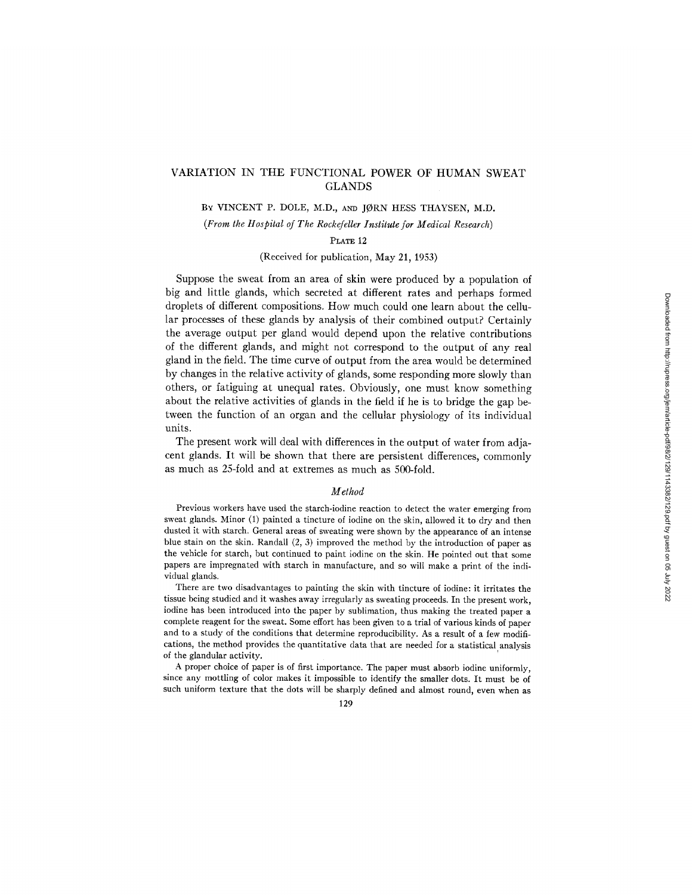# VARIATION IN THE FUNCTIONAL POWER OF HUMAN SWEAT GLANDS

By VINCENT P. DOLE, M.D., AND JØRN HESS THAYSEN, M.D.

*(From the Hospital of The Rockefeller Institute for Medical Research)*

PLATE 12

(Received for publication, May 21, 1953)

Suppose the sweat from an area of skin were produced by a population of big and little glands, which secreted at different rates and perhaps formed droplets of different compositions. How much could one learn about the cellular processes of these glands by analysis of their combined output? Certainly the average output per gland would depend upon the relative contributions of the different glands, and might not correspond to the output of any real gland in the field. The time curve of output from the area would be determined by changes in the relative activity of glands, some responding more slowly than others, or fatiguing at unequal rates. Obviously, one must know something about the relative activities of glands in the field if he is to bridge the gap between the function of an organ and the cellular physiology of its individual units.

The present work will deal with differences in the output of water from adjacent glands. It will be shown that there are persistent differences, commonly as much as 25-fold and at extremes as much as 500-fold.

## *Method*

Previous workers have used the starch-iodine reaction to detect the water emerging from sweat glands. Minor (1) painted a tincture of iodine on the skin, allowed it to dry and then dusted it with starch. General areas of sweating were shown by the appearance of an intense blue stain on the skin. Randall (2, 3) improved the method by the introduction of paper as the vehicle for starch, but continued to paint iodine on the skin. He pointed out that some papers are impregnated with starch in manufacture, and so will make a print of the individual glands.

There are two disadvantages to painting the skin with tincture of iodine: it irritates the tissue being studied and it washes away irregularly as sweating proceeds. In the present work, iodine has been introduced into the paper by sublimation, thus making the treated paper a complete reagent for the sweat. Some effort has been given to a trial of various kinds of paper and to a study of the conditions that determine reproducibility. As a result of a few modifications, the method provides the quantitative data that are needed for a statistical analysis of the glandular activity.

A proper choice of paper is of first importance. The paper must absorb iodine uniformly, since any mottling of color makes it impossible to identify the smaller dots. It must be of such uniform texture that the dots will be sharply defined and almost round, even when as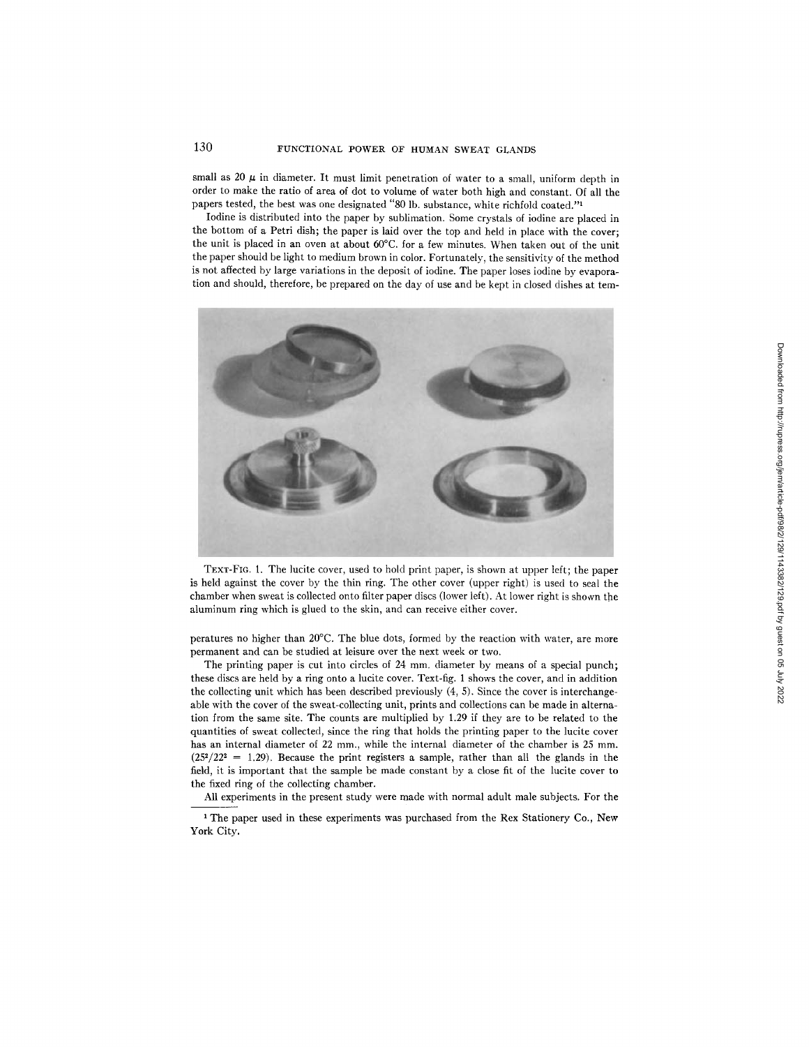small as 20 $\mu$ in diameter. It must limit penetration of water to a small, uniform depth in order to make the ratio of area of dot to volume of water both high and constant. Of all the papers tested, the best was one designated "80 lb. substance, white richfold coated."[1]

Iodine is distributed into the paper by sublimation. Some crystals of iodine are placed in the bottom of a Petri dish; the paper is laid over the top and held in place with the cover; the unit is placed in an oven at about 60°C. for a few minutes. When taken out of the unit the paper should be light to medium brown in color. Fortunately, the sensitivity of the method is not affected by large variations in the deposit of iodine. The paper loses iodine by evaporation and should, therefore, be prepared on the day of use and be kept in closed dishes at temperatures no higher than 20°C. The blue dots, formed by the reaction with water, are more permanent and can be studied at leisure over the next week or two.

TEXT-FIG. 1. The lucite cover, used to hold print paper, is shown at upper left; the paper is held against the cover by the thin ring. The other cover (upper right) is used to seal the chamber when sweat is collected onto filter paper discs (lower left). At lower right is shown the aluminum ring which is glued to the skin, and can receive either cover.

The printing paper is cut into circles of 24 mm. diameter by means of a special punch; these discs are held by a ring onto a lucite cover. Text-fig. 1 shows the cover, and in addition the collecting unit which has been described previously (4, 5). Since the cover is interchangeable with the cover of the sweat-collecting unit, prints and collections can be made in alternation from the same site. The counts are multiplied by 1.29 if they are to be related to the quantities of sweat collected, since the ring that holds the printing paper to the lucite cover has an internal diameter of 22 mm., while the internal diameter of the chamber is 25 mm. ($25^2/22^2 = 1.29$). Because the print registers a sample, rather than all the glands in the field, it is important that the sample be made constant by a close fit of the lucite cover to the fixed ring of the collecting chamber.

All experiments in the present study were made with normal adult male subjects. For the

[1] The paper used in these experiments was purchased from the Rex Stationery Co., New York City.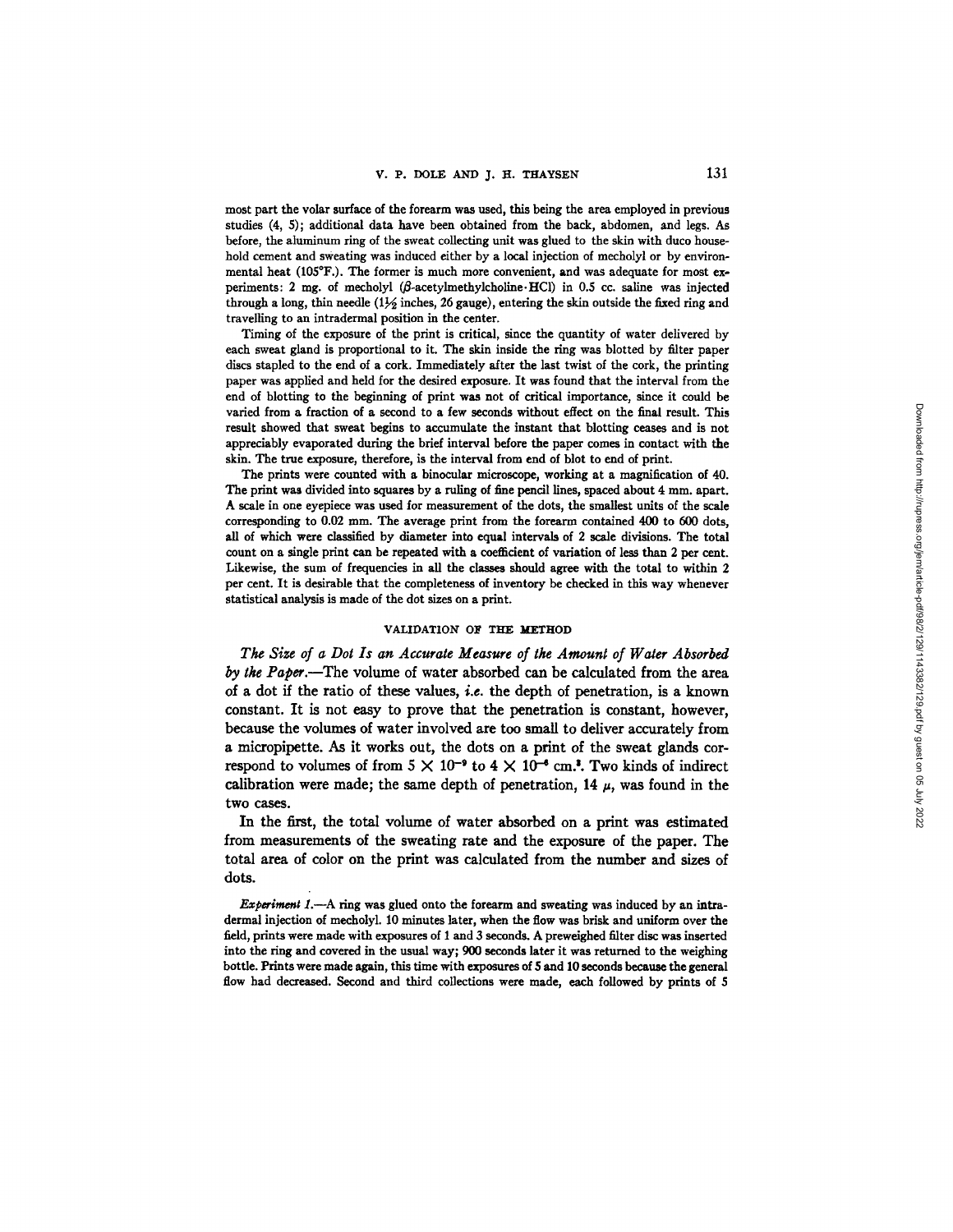most part the volar surface of the forearm was used, this being the area employed in previous studies (4, 5); additional data have been obtained from the back, abdomen, and legs. As before, the aluminum ring of the sweat collecting unit was glued to the skin with duco household cement and sweating was induced either by a local injection of mecholyl or by environmental heat (105°F.). The former is much more convenient, and was adequate for most experiments: 2 mg. of mecholyl ($\beta$-acetylmethylcholine·HCl) in 0.5 cc. saline was injected through a long, thin needle (1½ inches, 26 gauge), entering the skin outside the fixed ring and travelling to an intradermal position in the center.

Timing of the exposure of the print is critical, since the quantity of water delivered by each sweat gland is proportional to it. The skin inside the ring was blotted by filter paper discs stapled to the end of a cork. Immediately after the last twist of the cork, the printing paper was applied and held for the desired exposure. It was found that the interval from the end of blotting to the beginning of print was not of critical importance, since it could be varied from a fraction of a second to a few seconds without effect on the final result. This result showed that sweat begins to accumulate the instant that blotting ceases and is not appreciably evaporated during the brief interval before the paper comes in contact with the skin. The true exposure, therefore, is the interval from end of blot to end of print.

The prints were counted with a binocular microscope, working at a magnification of 40. The print was divided into squares by a ruling of fine pencil lines, spaced about 4 mm. apart. A scale in one eyepiece was used for measurement of the dots, the smallest units of the scale corresponding to 0.02 mm. The average print from the forearm contained 400 to 600 dots, all of which were classified by diameter into equal intervals of 2 scale divisions. The total count on a single print can be repeated with a coefficient of variation of less than 2 per cent. Likewise, the sum of frequencies in all the classes should agree with the total to within 2 per cent. It is desirable that the completeness of inventory be checked in this way whenever statistical analysis is made of the dot sizes on a print.

## VALIDATION OF THE METHOD

*The Size of a Dot Is an Accurate Measure of the Amount of Water Absorbed by the Paper.*—The volume of water absorbed can be calculated from the area of a dot if the ratio of these values, *i.e.* the depth of penetration, is a known constant. It is not easy to prove that the penetration is constant, however, because the volumes of water involved are too small to deliver accurately from a micropipette. As it works out, the dots on a print of the sweat glands correspond to volumes of from $5 \times 10^{-9}$ to $4 \times 10^{-6}$ cm.$^3$. Two kinds of indirect calibration were made; the same depth of penetration, 14 $\mu$, was found in the two cases.

In the first, the total volume of water absorbed on a print was estimated from measurements of the sweating rate and the exposure of the paper. The total area of color on the print was calculated from the number and sizes of dots.

*Experiment 1.*—A ring was glued onto the forearm and sweating was induced by an intradermal injection of mecholyl. 10 minutes later, when the flow was brisk and uniform over the field, prints were made with exposures of 1 and 3 seconds. A preweighed filter disc was inserted into the ring and covered in the usual way; 900 seconds later it was returned to the weighing bottle. Prints were made again, this time with exposures of 5 and 10 seconds because the general flow had decreased. Second and third collections were made, each followed by prints of 5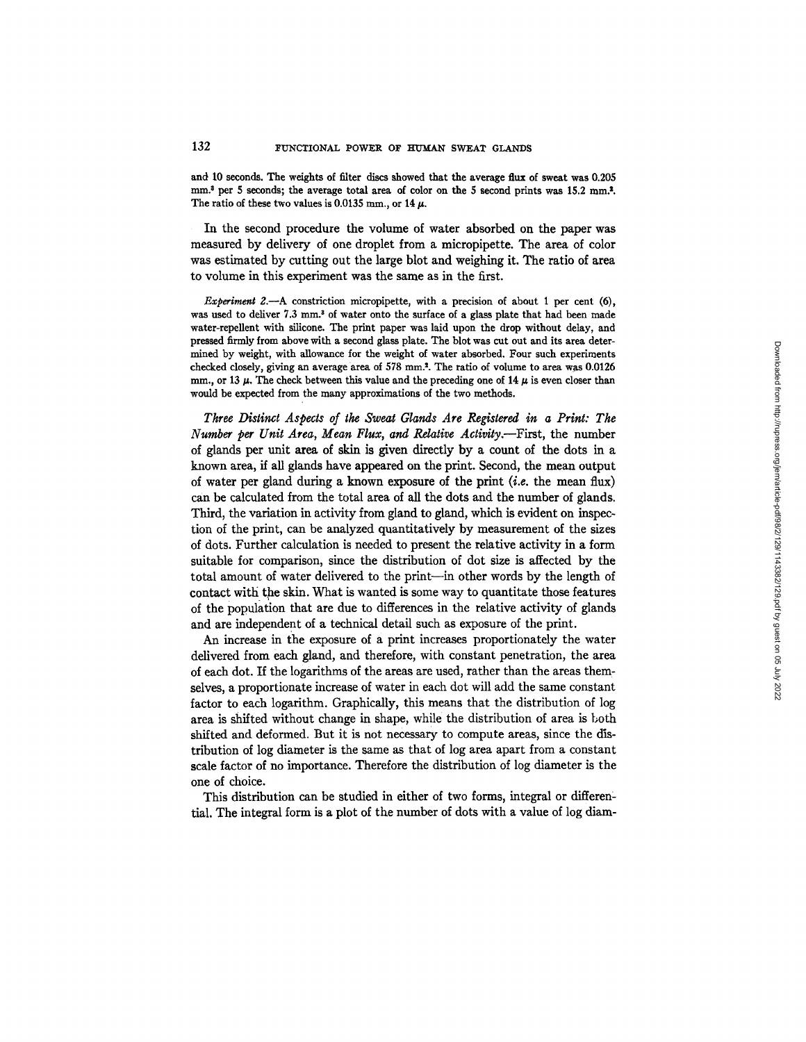and 10 seconds. The weights of filter discs showed that the average flux of sweat was 0.205 mm.$^3$ per 5 seconds; the average total area of color on the 5 second prints was 15.2 mm.$^2$. The ratio of these two values is 0.0135 mm., or 14 $\mu$.

In the second procedure the volume of water absorbed on the paper was measured by delivery of one droplet from a micropipette. The area of color was estimated by cutting out the large blot and weighing it. The ratio of area to volume in this experiment was the same as in the first.

*Experiment 2.*—A constriction micropipette, with a precision of about 1 per cent (6), was used to deliver 7.3 mm.$^3$ of water onto the surface of a glass plate that had been made water-repellent with silicone. The print paper was laid upon the drop without delay, and pressed firmly from above with a second glass plate. The blot was cut out and its area determined by weight, with allowance for the weight of water absorbed. Four such experiments checked closely, giving an average area of 578 mm.$^2$. The ratio of volume to area was 0.0126 mm., or 13 $\mu$. The check between this value and the preceding one of 14 $\mu$ is even closer than would be expected from the many approximations of the two methods.

*Three Distinct Aspects of the Sweat Glands Are Registered in a Print: The Number per Unit Area, Mean Flux, and Relative Activity.*—First, the number of glands per unit area of skin is given directly by a count of the dots in a known area, if all glands have appeared on the print. Second, the mean output of water per gland during a known exposure of the print (*i.e.* the mean flux) can be calculated from the total area of all the dots and the number of glands. Third, the variation in activity from gland to gland, which is evident on inspection of the print, can be analyzed quantitatively by measurement of the sizes of dots. Further calculation is needed to present the relative activity in a form suitable for comparison, since the distribution of dot size is affected by the total amount of water delivered to the print—in other words by the length of contact with the skin. What is wanted is some way to quantitate those features of the population that are due to differences in the relative activity of glands and are independent of a technical detail such as exposure of the print.

An increase in the exposure of a print increases proportionately the water delivered from each gland, and therefore, with constant penetration, the area of each dot. If the logarithms of the areas are used, rather than the areas themselves, a proportionate increase of water in each dot will add the same constant factor to each logarithm. Graphically, this means that the distribution of log area is shifted without change in shape, while the distribution of area is both shifted and deformed. But it is not necessary to compute areas, since the distribution of log diameter is the same as that of log area apart from a constant scale factor of no importance. Therefore the distribution of log diameter is the one of choice.

This distribution can be studied in either of two forms, integral or differential. The integral form is a plot of the number of dots with a value of log diam-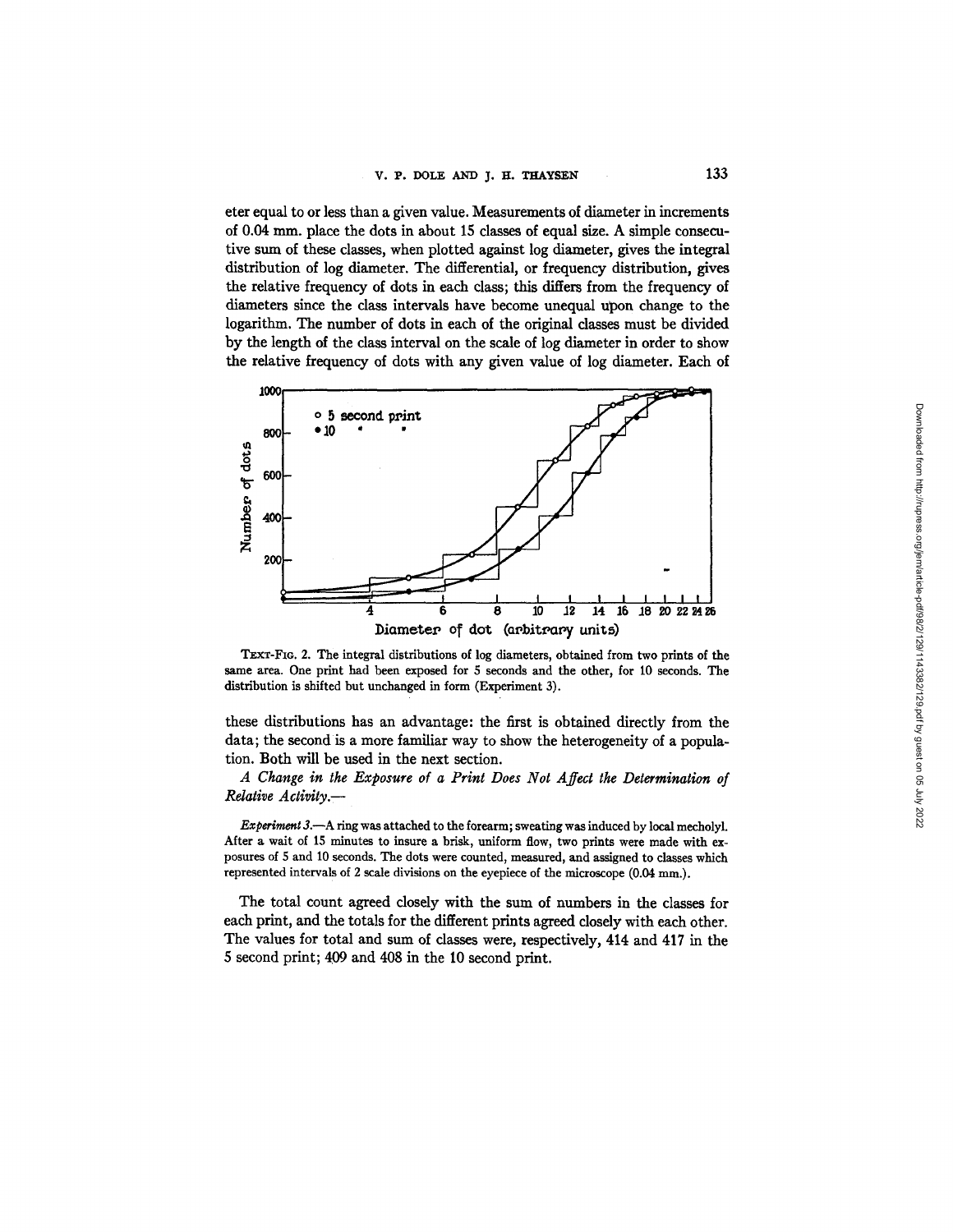eter equal to or less than a given value. Measurements of diameter in increments of 0.04 mm. place the dots in about 15 classes of equal size. A simple consecutive sum of these classes, when plotted against log diameter, gives the integral distribution of log diameter. The differential, or frequency distribution, gives the relative frequency of dots in each class; this differs from the frequency of diameters since the class intervals have become unequal upon change to the logarithm. The number of dots in each of the original classes must be divided by the length of the class interval on the scale of log diameter in order to show the relative frequency of dots with any given value of log diameter. Each of

TEXT-FIG. 2. The integral distributions of log diameters, obtained from two prints of the same area. One print had been exposed for 5 seconds and the other, for 10 seconds. The distribution is shifted but unchanged in form (Experiment 3).

these distributions has an advantage: the first is obtained directly from the data; the second is a more familiar way to show the heterogeneity of a population. Both will be used in the next section.

*A Change in the Exposure of a Print Does Not Affect the Determination of Relative Activity.*—

*Experiment 3.*—A ring was attached to the forearm; sweating was induced by local mecholyl. After a wait of 15 minutes to insure a brisk, uniform flow, two prints were made with exposures of 5 and 10 seconds. The dots were counted, measured, and assigned to classes which represented intervals of 2 scale divisions on the eyepiece of the microscope (0.04 mm.).

The total count agreed closely with the sum of numbers in the classes for each print, and the totals for the different prints agreed closely with each other. The values for total and sum of classes were, respectively, 414 and 417 in the 5 second print; 409 and 408 in the 10 second print.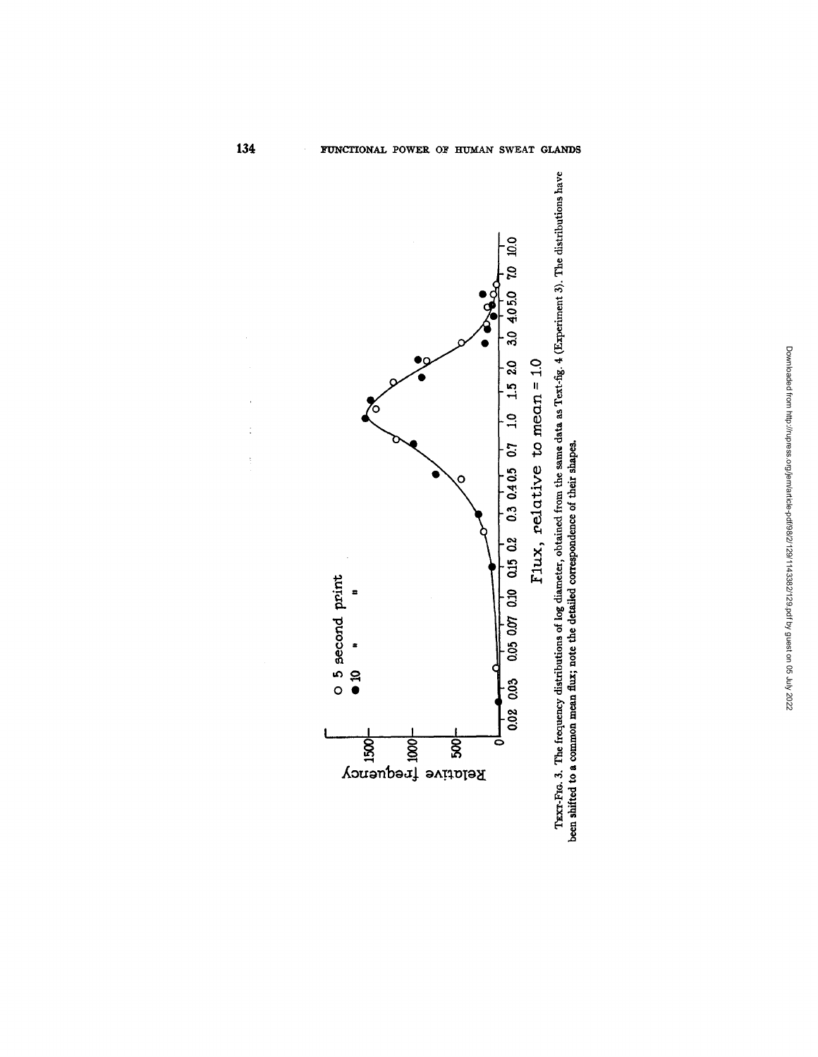TEXT-FIG. 3. The frequency distributions of log diameter, obtained from the same data as Text-fig. 4 (Experiment 3). The distributions have been shifted to a common mean flux; note the detailed correspondence of their shapes.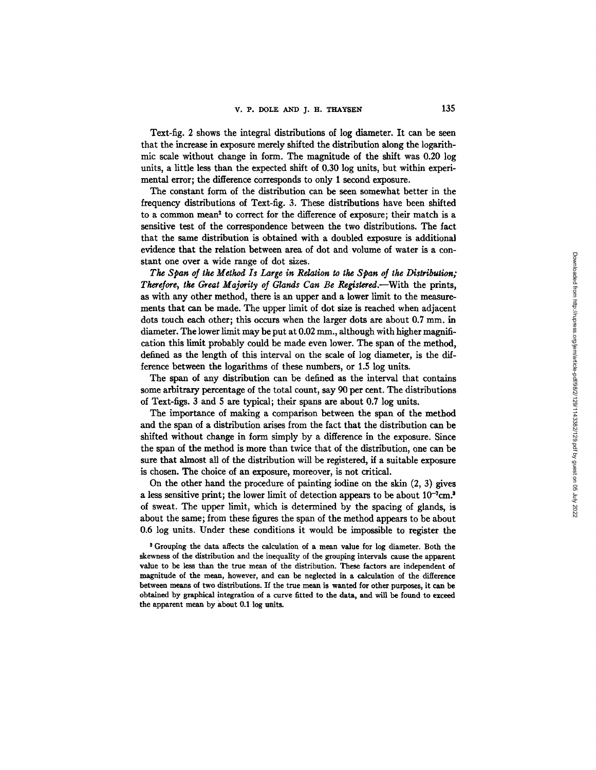Text-fig. 2 shows the integral distributions of log diameter. It can be seen that the increase in exposure merely shifted the distribution along the logarithmic scale without change in form. The magnitude of the shift was 0.20 log units, a little less than the expected shift of 0.30 log units, but within experimental error; the difference corresponds to only 1 second exposure.

The constant form of the distribution can be seen somewhat better in the frequency distributions of Text-fig. 3. These distributions have been shifted to a common mean[2] to correct for the difference of exposure; their match is a sensitive test of the correspondence between the two distributions. The fact that the same distribution is obtained with a doubled exposure is additional evidence that the relation between area of dot and volume of water is a constant one over a wide range of dot sizes.

*The Span of the Method Is Large in Relation to the Span of the Distribution; Therefore, the Great Majority of Glands Can Be Registered.*—With the prints, as with any other method, there is an upper and a lower limit to the measurements that can be made. The upper limit of dot size is reached when adjacent dots touch each other; this occurs when the larger dots are about 0.7 mm. in diameter. The lower limit may be put at 0.02 mm., although with higher magnification this limit probably could be made even lower. The span of the method, defined as the length of this interval on the scale of log diameter, is the difference between the logarithms of these numbers, or 1.5 log units.

The span of any distribution can be defined as the interval that contains some arbitrary percentage of the total count, say 90 per cent. The distributions of Text-figs. 3 and 5 are typical; their spans are about 0.7 log units.

The importance of making a comparison between the span of the method and the span of a distribution arises from the fact that the distribution can be shifted without change in form simply by a difference in the exposure. Since the span of the method is more than twice that of the distribution, one can be sure that almost all of the distribution will be registered, if a suitable exposure is chosen. The choice of an exposure, moreover, is not critical.

On the other hand the procedure of painting iodine on the skin (2, 3) gives a less sensitive print; the lower limit of detection appears to be about $10^{-7}$cm.[3] of sweat. The upper limit, which is determined by the spacing of glands, is about the same; from these figures the span of the method appears to be about 0.6 log units. Under these conditions it would be impossible to register the

[2] Grouping the data affects the calculation of a mean value for log diameter. Both the skewness of the distribution and the inequality of the grouping intervals cause the apparent value to be less than the true mean of the distribution. These factors are independent of magnitude of the mean, however, and can be neglected in a calculation of the difference between means of two distributions. If the true mean is wanted for other purposes, it can be obtained by graphical integration of a curve fitted to the data, and will be found to exceed the apparent mean by about 0.1 log units.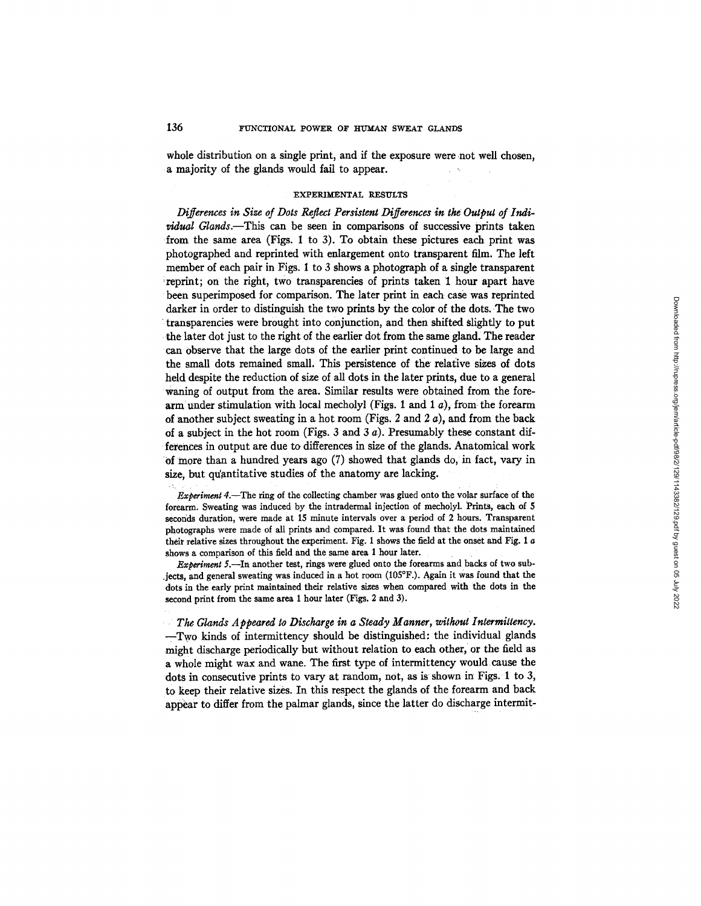whole distribution on a single print, and if the exposure were not well chosen, a majority of the glands would fail to appear.

## EXPERIMENTAL RESULTS

*Differences in Size of Dots Reflect Persistent Differences in the Output of Individual Glands.*—This can be seen in comparisons of successive prints taken from the same area (Figs. 1 to 3). To obtain these pictures each print was photographed and reprinted with enlargement onto transparent film. The left member of each pair in Figs. 1 to 3 shows a photograph of a single transparent reprint; on the right, two transparencies of prints taken 1 hour apart have been superimposed for comparison. The later print in each case was reprinted darker in order to distinguish the two prints by the color of the dots. The two transparencies were brought into conjunction, and then shifted slightly to put the later dot just to the right of the earlier dot from the same gland. The reader can observe that the large dots of the earlier print continued to be large and the small dots remained small. This persistence of the relative sizes of dots held despite the reduction of size of all dots in the later prints, due to a general waning of output from the area. Similar results were obtained from the forearm under stimulation with local mecholyl (Figs. 1 and 1 *a*), from the forearm of another subject sweating in a hot room (Figs. 2 and 2 *a*), and from the back of a subject in the hot room (Figs. 3 and 3 *a*). Presumably these constant differences in output are due to differences in size of the glands. Anatomical work of more than a hundred years ago (7) showed that glands do, in fact, vary in size, but quantitative studies of the anatomy are lacking.

*Experiment 4.*—The ring of the collecting chamber was glued onto the volar surface of the forearm. Sweating was induced by the intradermal injection of mecholyl. Prints, each of 5 seconds duration, were made at 15 minute intervals over a period of 2 hours. Transparent photographs were made of all prints and compared. It was found that the dots maintained their relative sizes throughout the experiment. Fig. 1 shows the field at the onset and Fig. 1 *a* shows a comparison of this field and the same area 1 hour later.

*Experiment 5.*—In another test, rings were glued onto the forearms and backs of two subjects, and general sweating was induced in a hot room (105°F.). Again it was found that the dots in the early print maintained their relative sizes when compared with the dots in the second print from the same area 1 hour later (Figs. 2 and 3).

*The Glands Appeared to Discharge in a Steady Manner, without Intermittency.*—Two kinds of intermittency should be distinguished: the individual glands might discharge periodically but without relation to each other, or the field as a whole might wax and wane. The first type of intermittency would cause the dots in consecutive prints to vary at random, not, as is shown in Figs. 1 to 3, to keep their relative sizes. In this respect the glands of the forearm and back appear to differ from the palmar glands, since the latter do discharge intermit-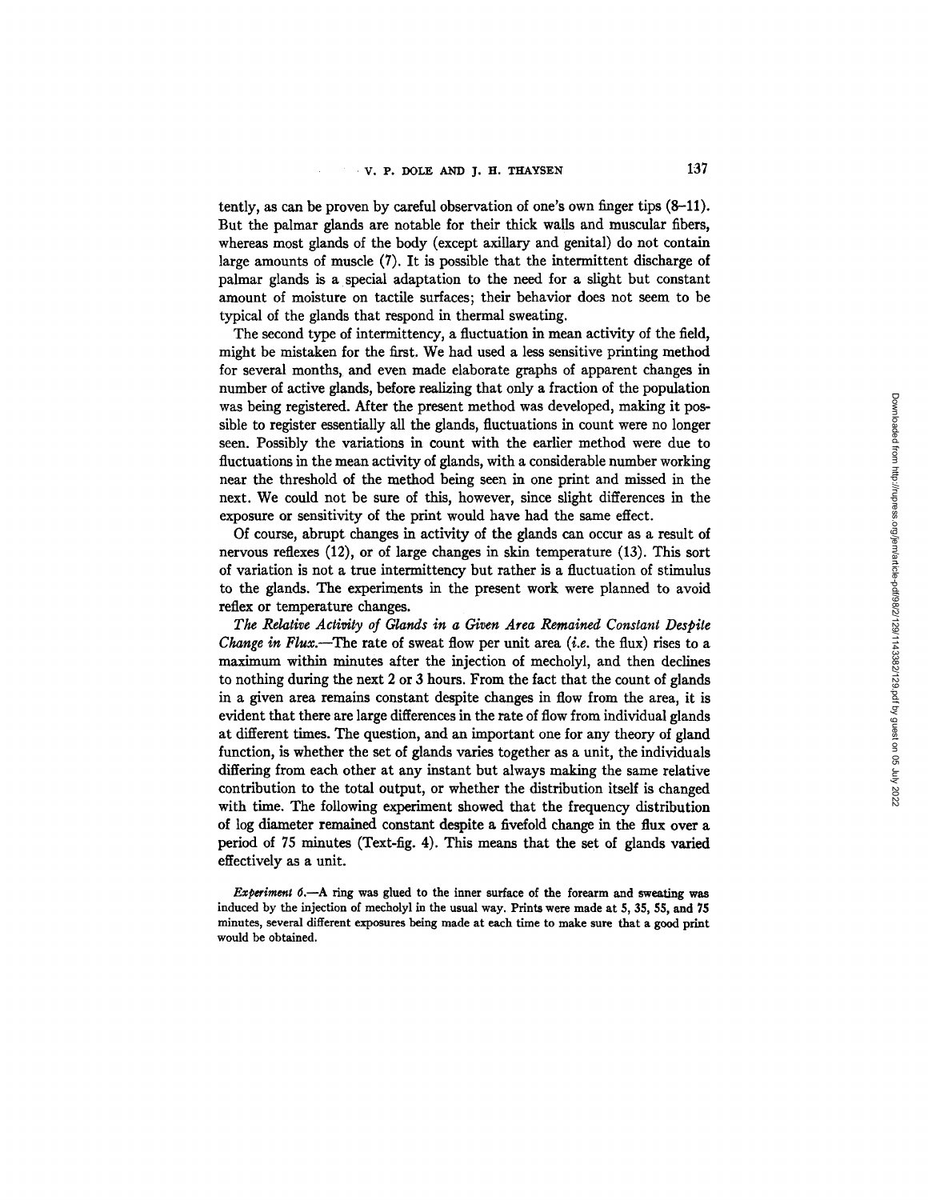tently, as can be proven by careful observation of one's own finger tips (8–11). But the palmar glands are notable for their thick walls and muscular fibers, whereas most glands of the body (except axillary and genital) do not contain large amounts of muscle (7). It is possible that the intermittent discharge of palmar glands is a special adaptation to the need for a slight but constant amount of moisture on tactile surfaces; their behavior does not seem to be typical of the glands that respond in thermal sweating.

The second type of intermittency, a fluctuation in mean activity of the field, might be mistaken for the first. We had used a less sensitive printing method for several months, and even made elaborate graphs of apparent changes in number of active glands, before realizing that only a fraction of the population was being registered. After the present method was developed, making it possible to register essentially all the glands, fluctuations in count were no longer seen. Possibly the variations in count with the earlier method were due to fluctuations in the mean activity of glands, with a considerable number working near the threshold of the method being seen in one print and missed in the next. We could not be sure of this, however, since slight differences in the exposure or sensitivity of the print would have had the same effect.

Of course, abrupt changes in activity of the glands can occur as a result of nervous reflexes (12), or of large changes in skin temperature (13). This sort of variation is not a true intermittency but rather is a fluctuation of stimulus to the glands. The experiments in the present work were planned to avoid reflex or temperature changes.

*The Relative Activity of Glands in a Given Area Remained Constant Despite Change in Flux.*—The rate of sweat flow per unit area (*i.e.* the flux) rises to a maximum within minutes after the injection of mecholyl, and then declines to nothing during the next 2 or 3 hours. From the fact that the count of glands in a given area remains constant despite changes in flow from the area, it is evident that there are large differences in the rate of flow from individual glands at different times. The question, and an important one for any theory of gland function, is whether the set of glands varies together as a unit, the individuals differing from each other at any instant but always making the same relative contribution to the total output, or whether the distribution itself is changed with time. The following experiment showed that the frequency distribution of log diameter remained constant despite a fivefold change in the flux over a period of 75 minutes (Text-fig. 4). This means that the set of glands varied effectively as a unit.

*Experiment 6.*—A ring was glued to the inner surface of the forearm and sweating was induced by the injection of mecholyl in the usual way. Prints were made at 5, 35, 55, and 75 minutes, several different exposures being made at each time to make sure that a good print would be obtained.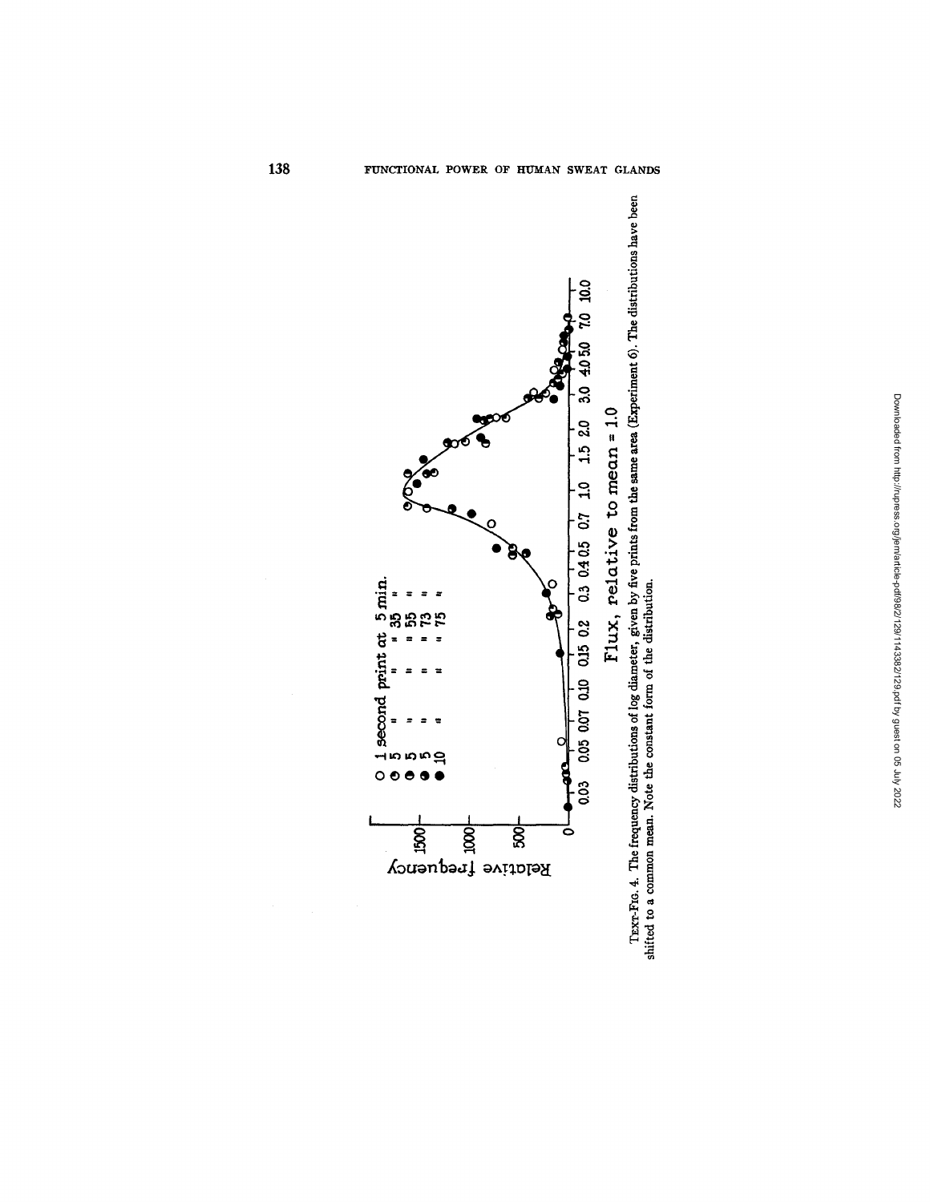Text-Fig. 4. The frequency distributions of log diameter, given by five prints from the same area (Experiment 6). The distributions have been shifted to a common mean. Note the constant form of the distribution.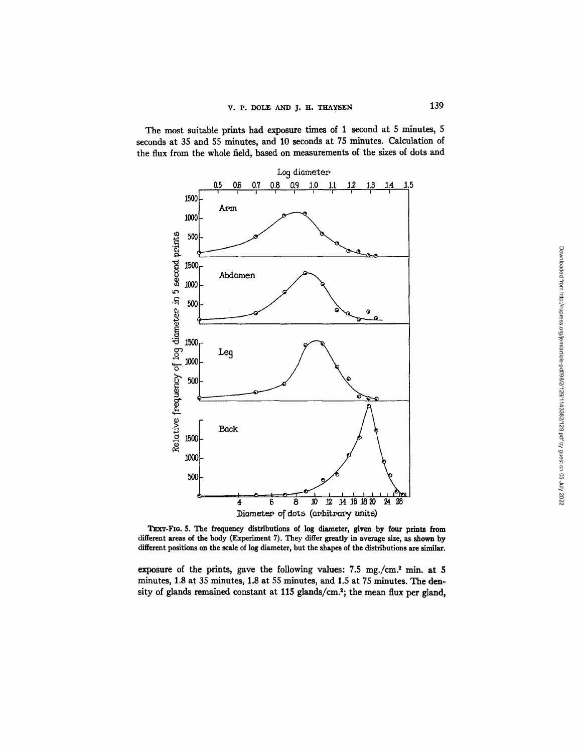The most suitable prints had exposure times of 1 second at 5 minutes, 5 seconds at 35 and 55 minutes, and 10 seconds at 75 minutes. Calculation of the flux from the whole field, based on measurements of the sizes of dots and

TEXT-FIG. 5. The frequency distributions of log diameter, given by four prints from different areas of the body (Experiment 7). They differ greatly in average size, as shown by different positions on the scale of log diameter, but the shapes of the distributions are similar.

exposure of the prints, gave the following values: 7.5 mg./cm.$^2$ min. at 5 minutes, 1.8 at 35 minutes, 1.8 at 55 minutes, and 1.5 at 75 minutes. The density of glands remained constant at 115 glands/cm.$^2$; the mean flux per gland,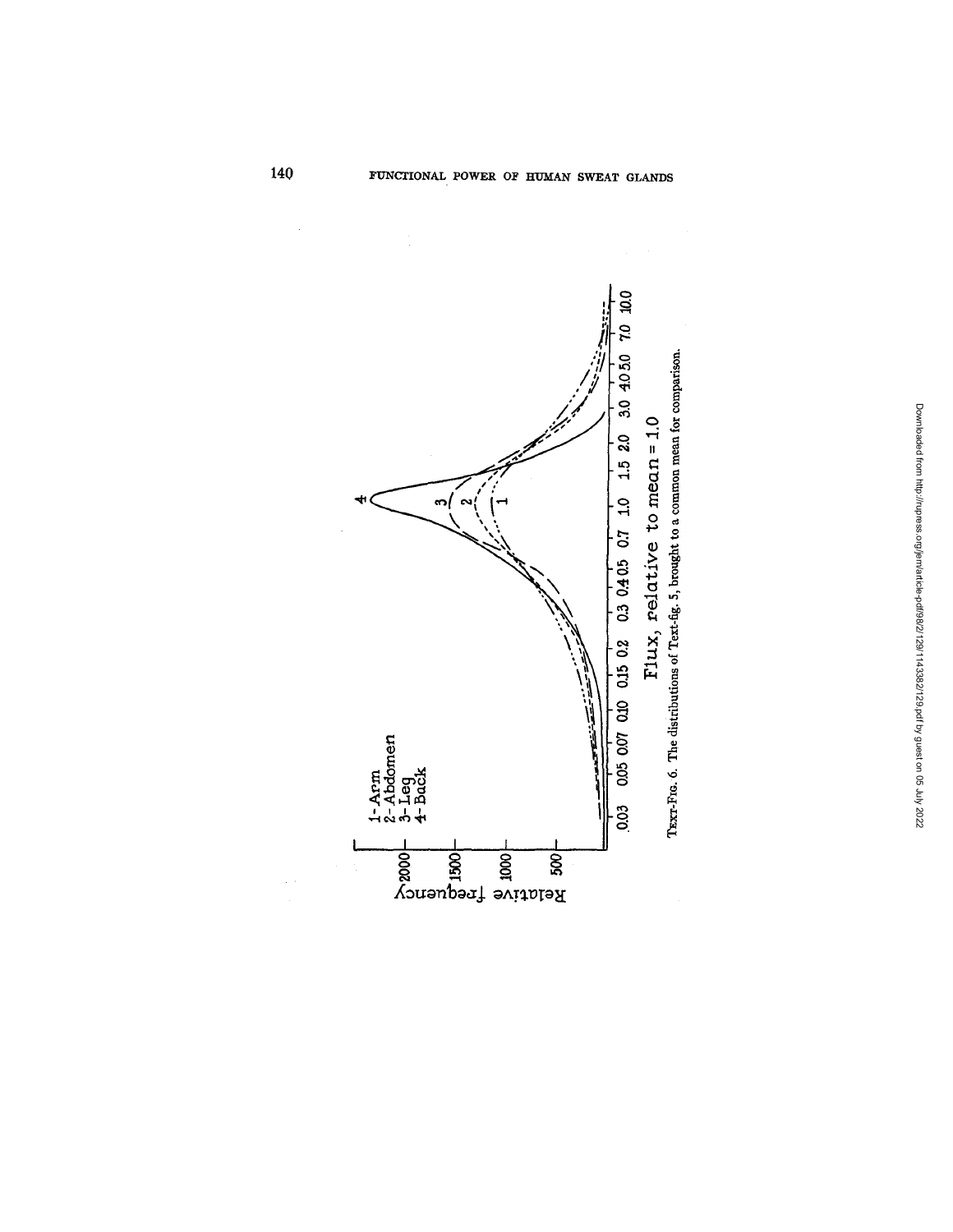Text-Fig. 6. The distributions of Text-fig. 5, brought to a common mean for comparison.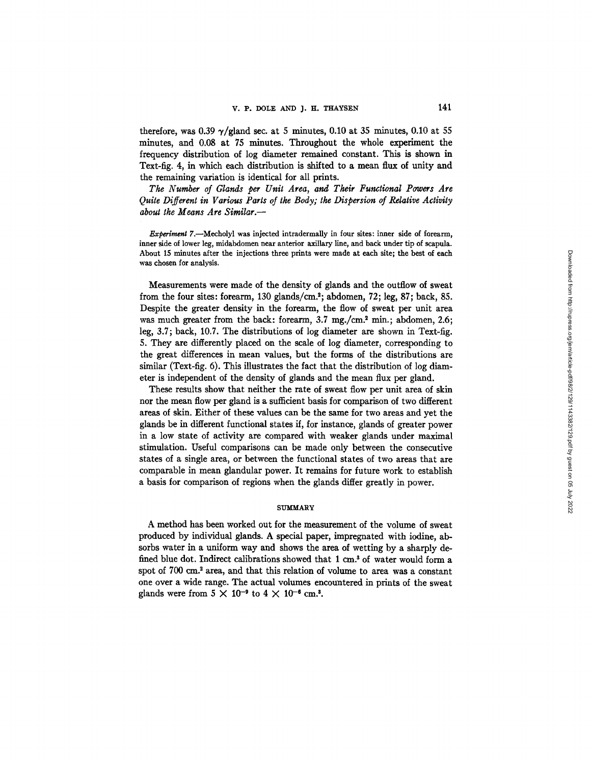therefore, was 0.39 $\gamma$/gland sec. at 5 minutes, 0.10 at 35 minutes, 0.10 at 55 minutes, and 0.08 at 75 minutes. Throughout the whole experiment the frequency distribution of log diameter remained constant. This is shown in Text-fig. 4, in which each distribution is shifted to a mean flux of unity and the remaining variation is identical for all prints.

*The Number of Glands per Unit Area, and Their Functional Powers Are Quite Different in Various Parts of the Body; the Dispersion of Relative Activity about the Means Are Similar.—*

*Experiment 7.*—Mecholyl was injected intradermally in four sites: inner side of forearm, inner side of lower leg, midabdomen near anterior axillary line, and back under tip of scapula. About 15 minutes after the injections three prints were made at each site; the best of each was chosen for analysis.

Measurements were made of the density of glands and the outflow of sweat from the four sites: forearm, 130 glands/cm.$^2$; abdomen, 72; leg, 87; back, 85. Despite the greater density in the forearm, the flow of sweat per unit area was much greater from the back: forearm, 3.7 mg./cm.$^2$ min.; abdomen, 2.6; leg, 3.7; back, 10.7. The distributions of log diameter are shown in Text-fig. 5. They are differently placed on the scale of log diameter, corresponding to the great differences in mean values, but the forms of the distributions are similar (Text-fig. 6). This illustrates the fact that the distribution of log diameter is independent of the density of glands and the mean flux per gland.

These results show that neither the rate of sweat flow per unit area of skin nor the mean flow per gland is a sufficient basis for comparison of two different areas of skin. Either of these values can be the same for two areas and yet the glands be in different functional states if, for instance, glands of greater power in a low state of activity are compared with weaker glands under maximal stimulation. Useful comparisons can be made only between the consecutive states of a single area, or between the functional states of two areas that are comparable in mean glandular power. It remains for future work to establish a basis for comparison of regions when the glands differ greatly in power.

## SUMMARY

A method has been worked out for the measurement of the volume of sweat produced by individual glands. A special paper, impregnated with iodine, absorbs water in a uniform way and shows the area of wetting by a sharply defined blue dot. Indirect calibrations showed that 1 cm.$^3$ of water would form a spot of 700 cm.$^2$ area, and that this relation of volume to area was a constant one over a wide range. The actual volumes encountered in prints of the sweat glands were from $5 \times 10^{-9}$ to $4 \times 10^{-6}$ cm.$^3$.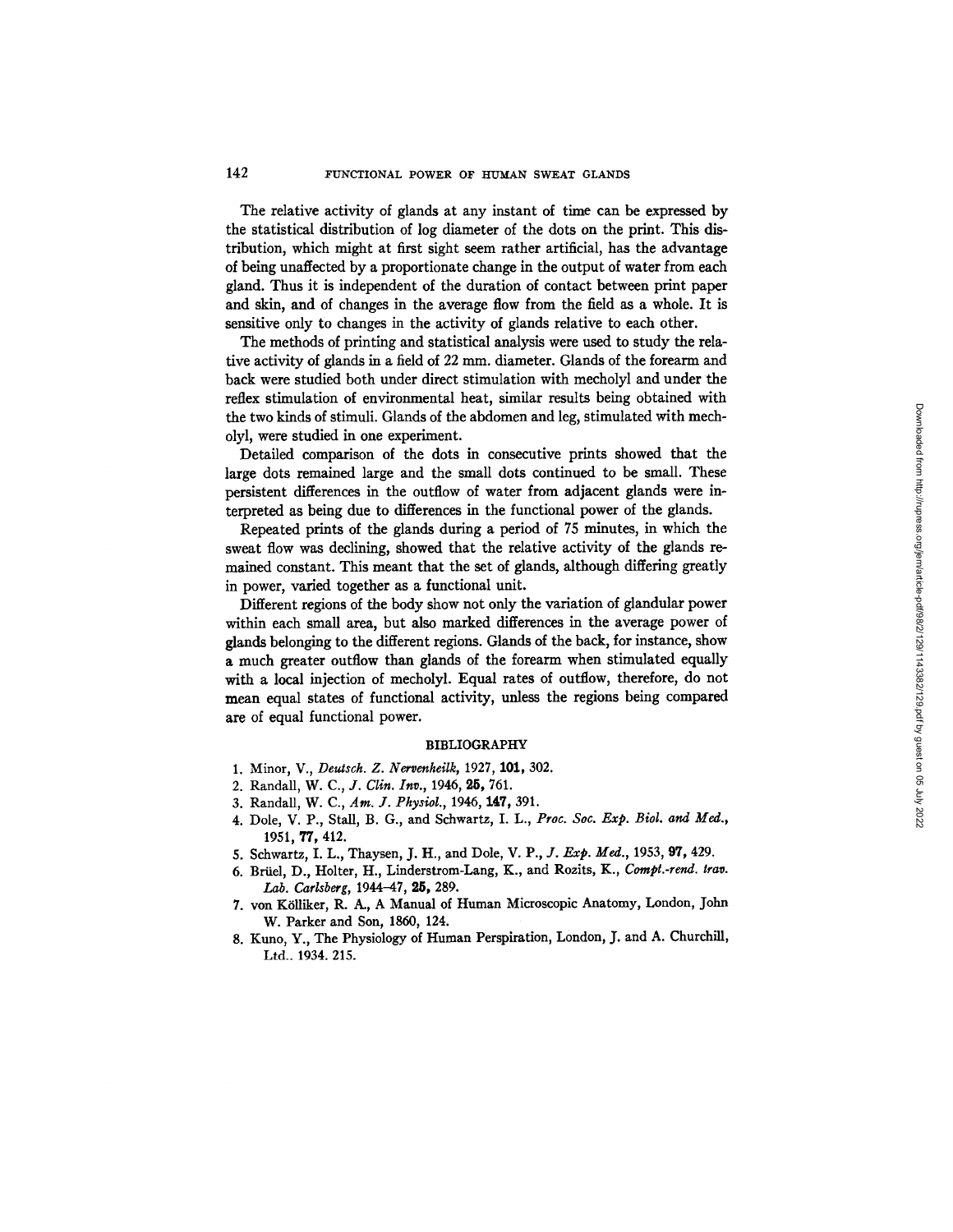The relative activity of glands at any instant of time can be expressed by the statistical distribution of log diameter of the dots on the print. This distribution, which might at first sight seem rather artificial, has the advantage of being unaffected by a proportionate change in the output of water from each gland. Thus it is independent of the duration of contact between print paper and skin, and of changes in the average flow from the field as a whole. It is sensitive only to changes in the activity of glands relative to each other.

The methods of printing and statistical analysis were used to study the relative activity of glands in a field of 22 mm. diameter. Glands of the forearm and back were studied both under direct stimulation with mecholyl and under the reflex stimulation of environmental heat, similar results being obtained with the two kinds of stimuli. Glands of the abdomen and leg, stimulated with mecholyl, were studied in one experiment.

Detailed comparison of the dots in consecutive prints showed that the large dots remained large and the small dots continued to be small. These persistent differences in the outflow of water from adjacent glands were interpreted as being due to differences in the functional power of the glands.

Repeated prints of the glands during a period of 75 minutes, in which the sweat flow was declining, showed that the relative activity of the glands remained constant. This meant that the set of glands, although differing greatly in power, varied together as a functional unit.

Different regions of the body show not only the variation of glandular power within each small area, but also marked differences in the average power of glands belonging to the different regions. Glands of the back, for instance, show a much greater outflow than glands of the forearm when stimulated equally with a local injection of mecholyl. Equal rates of outflow, therefore, do not mean equal states of functional activity, unless the regions being compared are of equal functional power.

## BIBLIOGRAPHY

1. Minor, V., *Deutsch. Z. Nervenheilk*, 1927, **101**, 302.
2. Randall, W. C., *J. Clin. Inv.*, 1946, **25**, 761.
3. Randall, W. C., *Am. J. Physiol.*, 1946, **147**, 391.
4. Dole, V. P., Stall, B. G., and Schwartz, I. L., *Proc. Soc. Exp. Biol. and Med.*, 1951, **77**, 412.
5. Schwartz, I. L., Thaysen, J. H., and Dole, V. P., *J. Exp. Med.*, 1953, **97**, 429.
6. Brüel, D., Holter, H., Linderstrom-Lang, K., and Rozits, K., *Compt.-rend. trav. Lab. Carlsberg*, 1944–47, **25**, 289.
7. von Kölliker, R. A., A Manual of Human Microscopic Anatomy, London, John W. Parker and Son, 1860, 124.
8. Kuno, Y., The Physiology of Human Perspiration, London, J. and A. Churchill, Ltd., 1934, 215.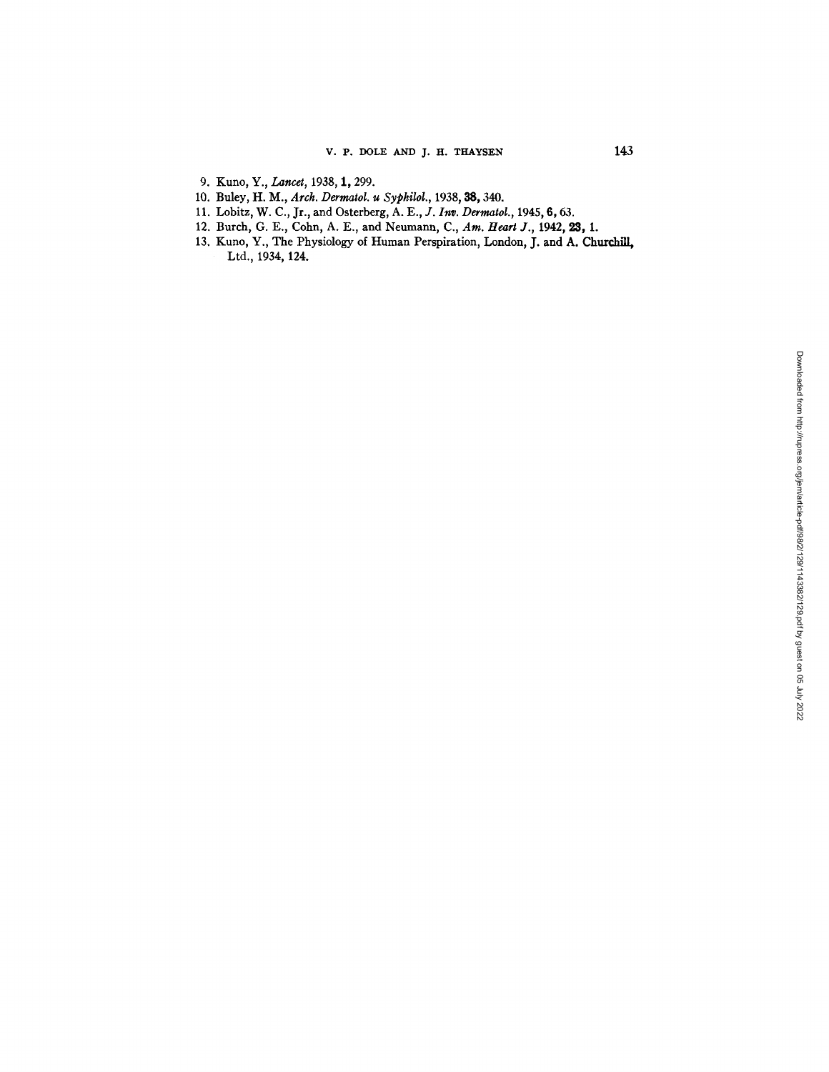9. Kuno, Y., *Lancet*, 1938, **1**, 299.
10. Buley, H. M., *Arch. Dermatol. u Syphilol.*, 1938, **38**, 340.
11. Lobitz, W. C., Jr., and Osterberg, A. E., *J. Inv. Dermatol.*, 1945, **6**, 63.
12. Burch, G. E., Cohn, A. E., and Neumann, C., *Am. Heart J.*, 1942, **23**, 1.
13. Kuno, Y., The Physiology of Human Perspiration, London, J. and A. Churchill, Ltd., 1934, 124.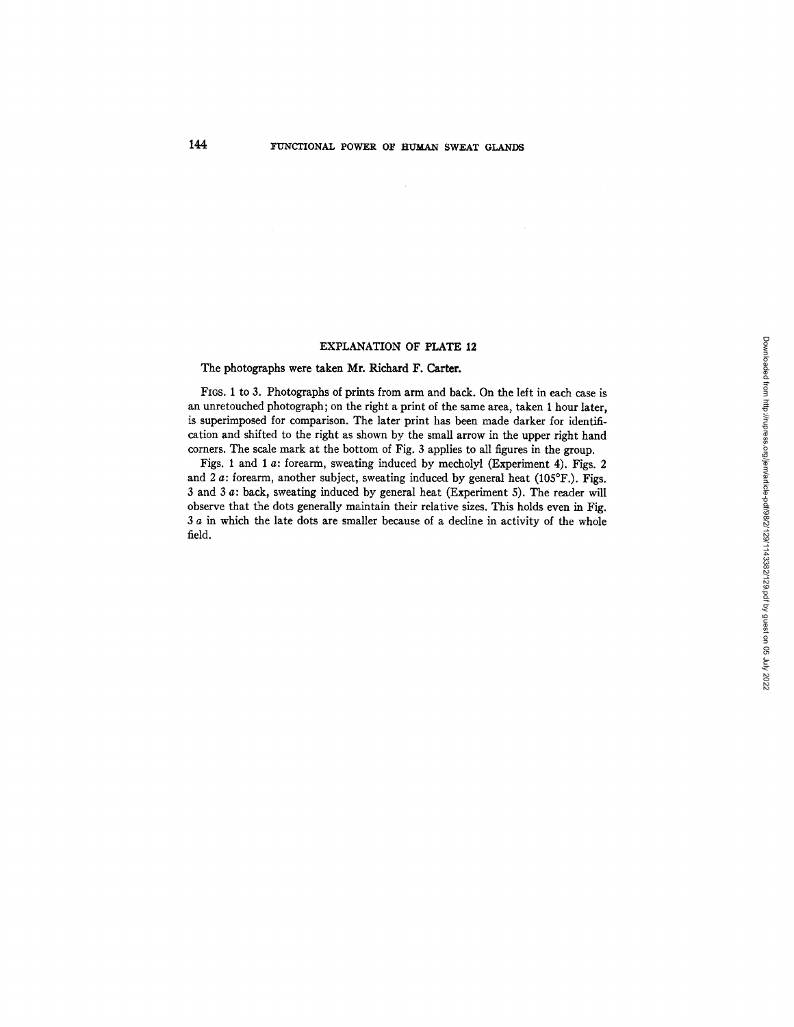## EXPLANATION OF PLATE 12

The photographs were taken Mr. Richard F. Carter.

FIGS. 1 to 3. Photographs of prints from arm and back. On the left in each case is an unretouched photograph; on the right a print of the same area, taken 1 hour later, is superimposed for comparison. The later print has been made darker for identification and shifted to the right as shown by the small arrow in the upper right hand corners. The scale mark at the bottom of Fig. 3 applies to all figures in the group.

Figs. 1 and 1 *a*: forearm, sweating induced by mecholyl (Experiment 4). Figs. 2 and 2 *a*: forearm, another subject, sweating induced by general heat (105°F.). Figs. 3 and 3 *a*: back, sweating induced by general heat (Experiment 5). The reader will observe that the dots generally maintain their relative sizes. This holds even in Fig. 3 *a* in which the late dots are smaller because of a decline in activity of the whole field.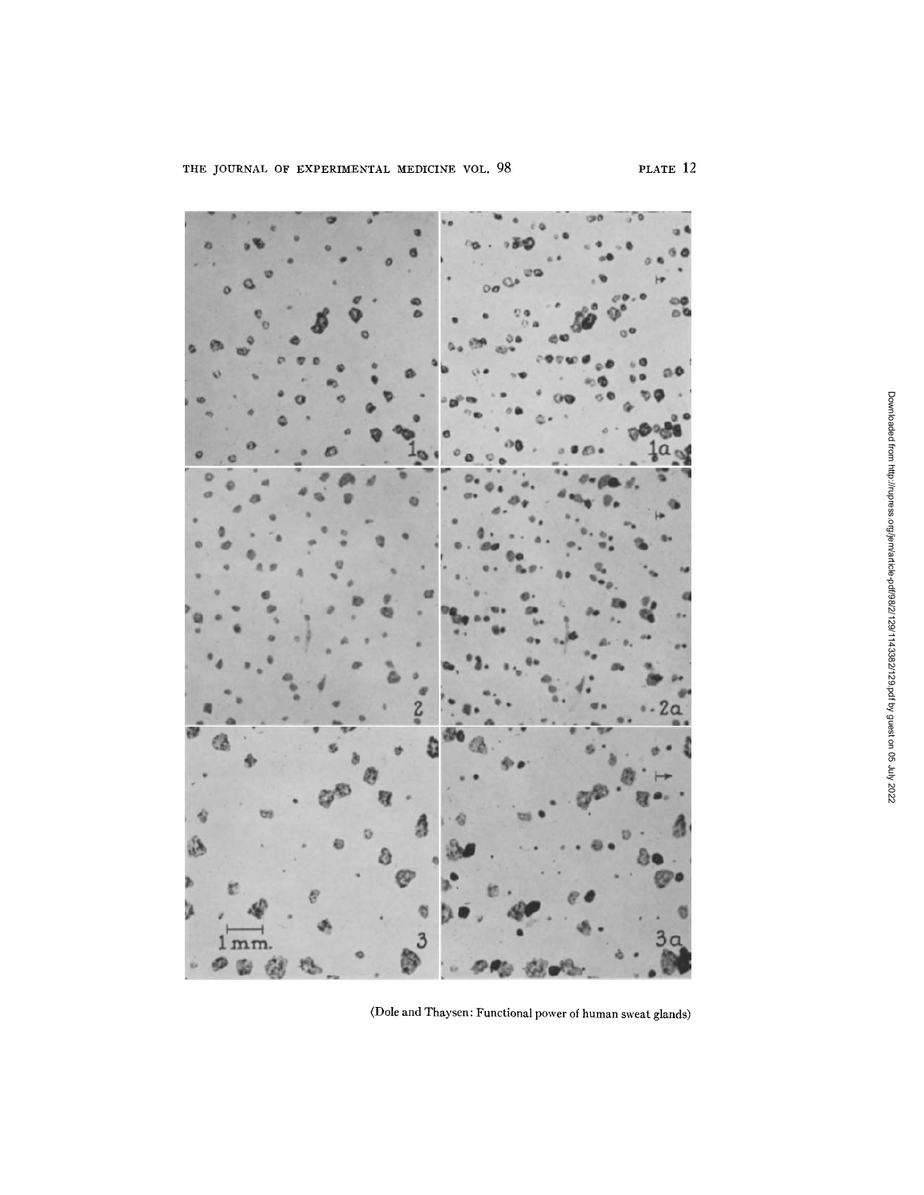(Dole and Thaysen: Functional power of human sweat glands)